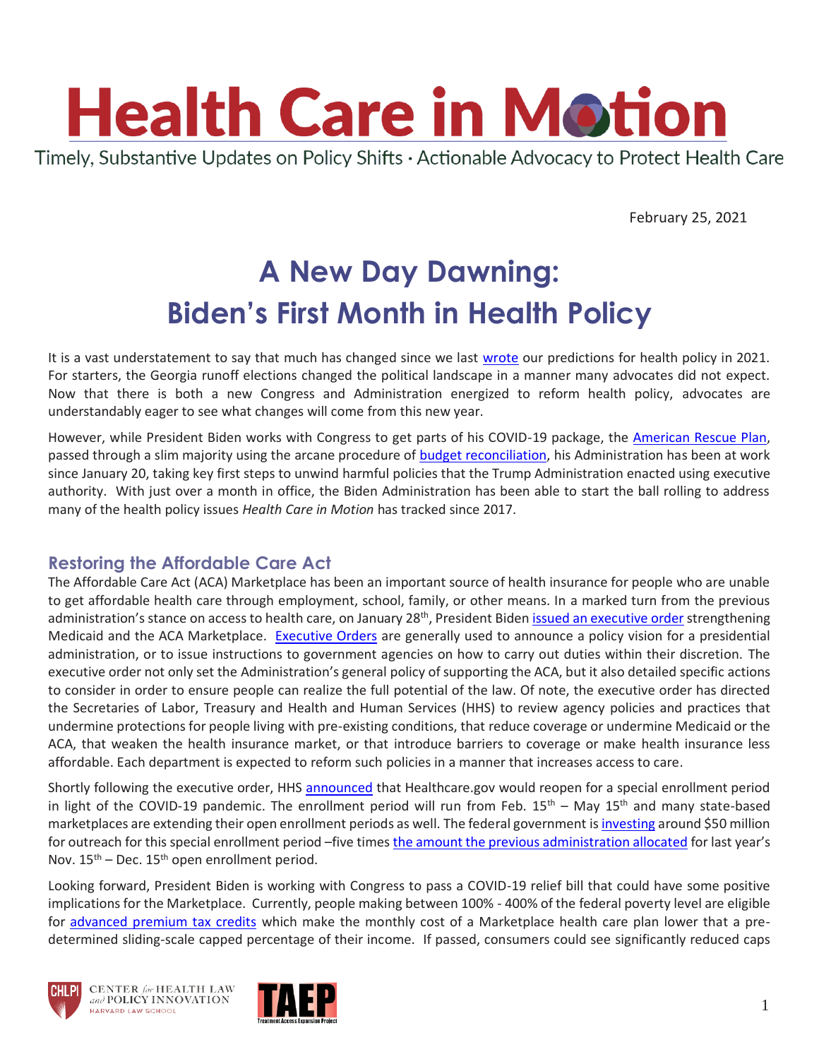# Health Care in Motion

Timely, Substantive Updates on Policy Shifts · Actionable Advocacy to Protect Health Care

February 25, 2021

# A New Day Dawning: Biden's First Month in Health Policy

It is a vast understatement to say that much has changed since we last wrote our predictions for health policy in 2021. For starters, the Georgia runoff elections changed the political landscape in a manner many advocates did not expect. Now that there is both a new Congress and Administration energized to reform health policy, advocates are understandably eager to see what changes will come from this new year.

However, while President Biden works with Congress to get parts of his COVID-19 package, the American Rescue Plan, passed through a slim majority using the arcane procedure of budget reconciliation, his Administration has been at work since January 20, taking key first steps to unwind harmful policies that the Trump Administration enacted using executive authority. With just over a month in office, the Biden Administration has been able to start the ball rolling to address many of the health policy issues *Health Care in Motion* has tracked since 2017.

## Restoring the Affordable Care Act

The Affordable Care Act (ACA) Marketplace has been an important source of health insurance for people who are unable to get affordable health care through employment, school, family, or other means. In a marked turn from the previous administration's stance on access to health care, on January 28th, President Biden issued an executive order strengthening Medicaid and the ACA Marketplace. Executive Orders are generally used to announce a policy vision for a presidential administration, or to issue instructions to government agencies on how to carry out duties within their discretion. The executive order not only set the Administration's general policy of supporting the ACA, but it also detailed specific actions to consider in order to ensure people can realize the full potential of the law. Of note, the executive order has directed the Secretaries of Labor, Treasury and Health and Human Services (HHS) to review agency policies and practices that undermine protections for people living with pre-existing conditions, that reduce coverage or undermine Medicaid or the ACA, that weaken the health insurance market, or that introduce barriers to coverage or make health insurance less affordable. Each department is expected to reform such policies in a manner that increases access to care.

Shortly following the executive order, HHS announced that Healthcare.gov would reopen for a special enrollment period in light of the COVID-19 pandemic. The enrollment period will run from Feb. 15th – May 15th and many state-based marketplaces are extending their open enrollment periods as well. The federal government is investing around $50 million for outreach for this special enrollment period –five times the amount the previous administration allocated for last year's Nov. 15th – Dec. 15th open enrollment period.

Looking forward, President Biden is working with Congress to pass a COVID-19 relief bill that could have some positive implications for the Marketplace. Currently, people making between 100% - 400% of the federal poverty level are eligible for advanced premium tax credits which make the monthly cost of a Marketplace health care plan lower that a pre-determined sliding-scale capped percentage of their income. If passed, consumers could see significantly reduced caps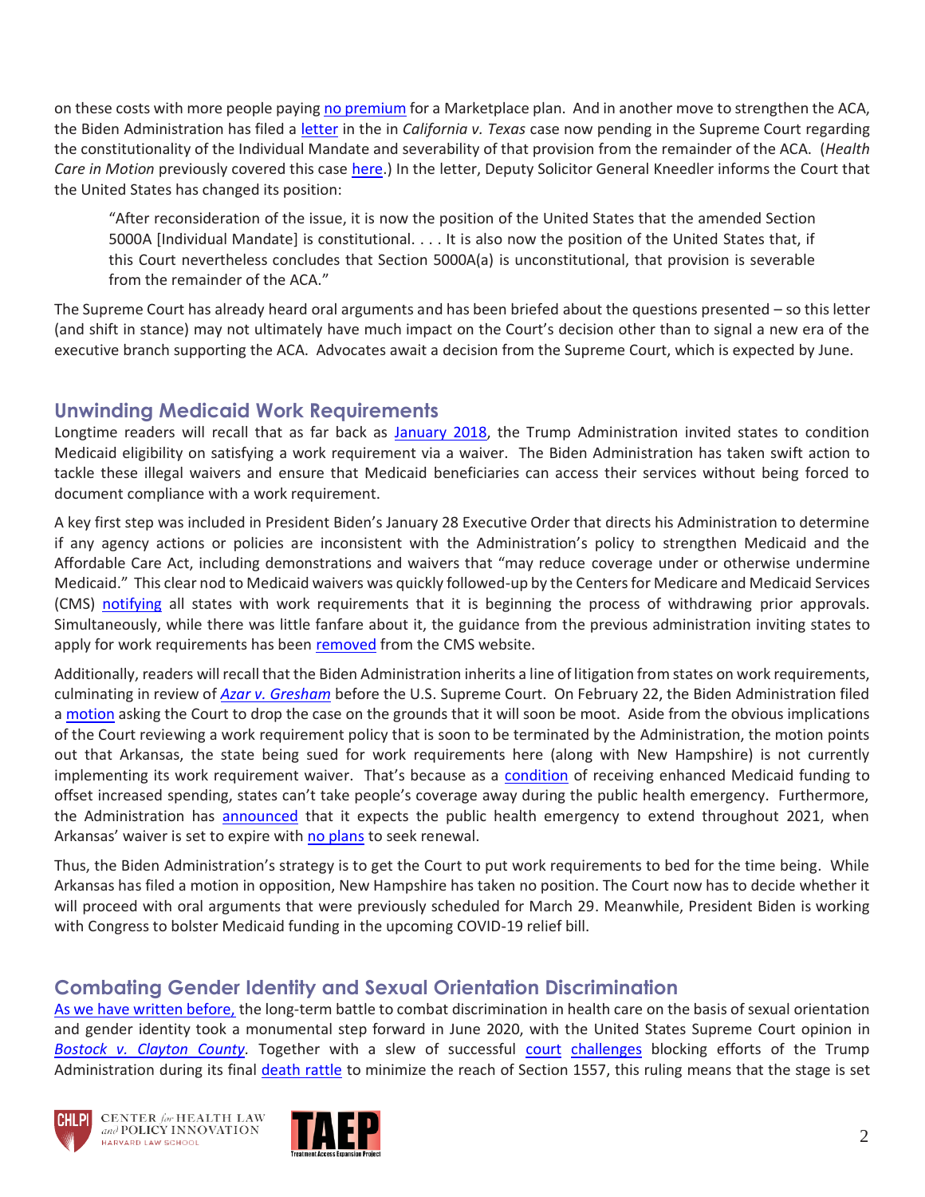on these costs with more people paying no premium for a Marketplace plan. And in another move to strengthen the ACA, the Biden Administration has filed a letter in the in *California v. Texas* case now pending in the Supreme Court regarding the constitutionality of the Individual Mandate and severability of that provision from the remainder of the ACA. (*Health Care in Motion* previously covered this case here.) In the letter, Deputy Solicitor General Kneedler informs the Court that the United States has changed its position:

> "After reconsideration of the issue, it is now the position of the United States that the amended Section 5000A [Individual Mandate] is constitutional. . . . It is also now the position of the United States that, if this Court nevertheless concludes that Section 5000A(a) is unconstitutional, that provision is severable from the remainder of the ACA."

The Supreme Court has already heard oral arguments and has been briefed about the questions presented – so this letter (and shift in stance) may not ultimately have much impact on the Court's decision other than to signal a new era of the executive branch supporting the ACA. Advocates await a decision from the Supreme Court, which is expected by June.

## Unwinding Medicaid Work Requirements

Longtime readers will recall that as far back as January 2018, the Trump Administration invited states to condition Medicaid eligibility on satisfying a work requirement via a waiver. The Biden Administration has taken swift action to tackle these illegal waivers and ensure that Medicaid beneficiaries can access their services without being forced to document compliance with a work requirement.

A key first step was included in President Biden's January 28 Executive Order that directs his Administration to determine if any agency actions or policies are inconsistent with the Administration's policy to strengthen Medicaid and the Affordable Care Act, including demonstrations and waivers that "may reduce coverage under or otherwise undermine Medicaid." This clear nod to Medicaid waivers was quickly followed-up by the Centers for Medicare and Medicaid Services (CMS) notifying all states with work requirements that it is beginning the process of withdrawing prior approvals. Simultaneously, while there was little fanfare about it, the guidance from the previous administration inviting states to apply for work requirements has been removed from the CMS website.

Additionally, readers will recall that the Biden Administration inherits a line of litigation from states on work requirements, culminating in review of ***Azar v. Gresham*** before the U.S. Supreme Court. On February 22, the Biden Administration filed a motion asking the Court to drop the case on the grounds that it will soon be moot. Aside from the obvious implications of the Court reviewing a work requirement policy that is soon to be terminated by the Administration, the motion points out that Arkansas, the state being sued for work requirements here (along with New Hampshire) is not currently implementing its work requirement waiver. That's because as a condition of receiving enhanced Medicaid funding to offset increased spending, states can't take people's coverage away during the public health emergency. Furthermore, the Administration has announced that it expects the public health emergency to extend throughout 2021, when Arkansas' waiver is set to expire with no plans to seek renewal.

Thus, the Biden Administration's strategy is to get the Court to put work requirements to bed for the time being. While Arkansas has filed a motion in opposition, New Hampshire has taken no position. The Court now has to decide whether it will proceed with oral arguments that were previously scheduled for March 29. Meanwhile, President Biden is working with Congress to bolster Medicaid funding in the upcoming COVID-19 relief bill.

## Combating Gender Identity and Sexual Orientation Discrimination

As we have written before, the long-term battle to combat discrimination in health care on the basis of sexual orientation and gender identity took a monumental step forward in June 2020, with the United States Supreme Court opinion in ***Bostock v. Clayton County***. Together with a slew of successful court challenges blocking efforts of the Trump Administration during its final death rattle to minimize the reach of Section 1557, this ruling means that the stage is set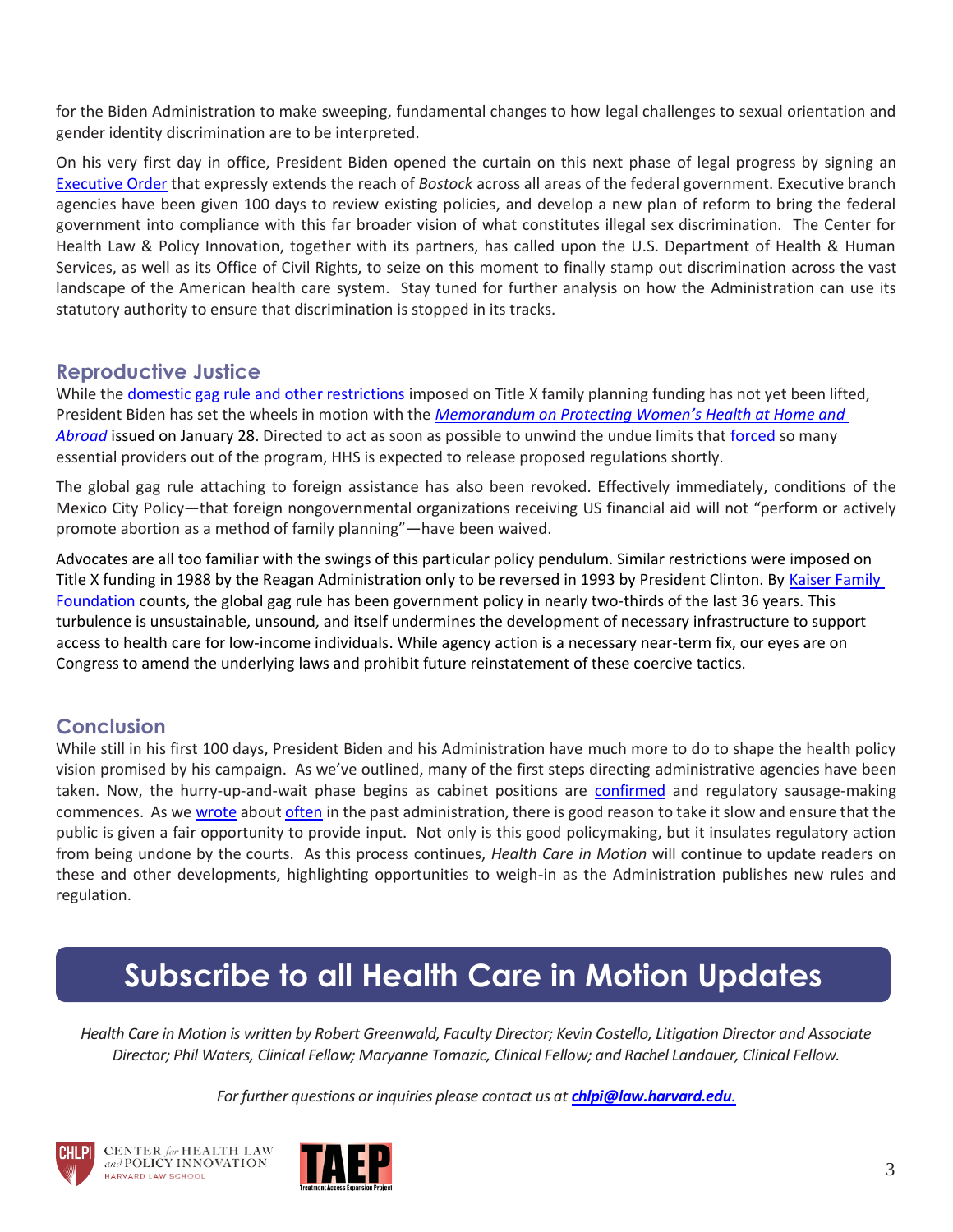for the Biden Administration to make sweeping, fundamental changes to how legal challenges to sexual orientation and gender identity discrimination are to be interpreted.

On his very first day in office, President Biden opened the curtain on this next phase of legal progress by signing an Executive Order that expressly extends the reach of *Bostock* across all areas of the federal government. Executive branch agencies have been given 100 days to review existing policies, and develop a new plan of reform to bring the federal government into compliance with this far broader vision of what constitutes illegal sex discrimination. The Center for Health Law & Policy Innovation, together with its partners, has called upon the U.S. Department of Health & Human Services, as well as its Office of Civil Rights, to seize on this moment to finally stamp out discrimination across the vast landscape of the American health care system. Stay tuned for further analysis on how the Administration can use its statutory authority to ensure that discrimination is stopped in its tracks.

## Reproductive Justice

While the domestic gag rule and other restrictions imposed on Title X family planning funding has not yet been lifted, President Biden has set the wheels in motion with the *Memorandum on Protecting Women's Health at Home and Abroad* issued on January 28. Directed to act as soon as possible to unwind the undue limits that forced so many essential providers out of the program, HHS is expected to release proposed regulations shortly.

The global gag rule attaching to foreign assistance has also been revoked. Effectively immediately, conditions of the Mexico City Policy—that foreign nongovernmental organizations receiving US financial aid will not "perform or actively promote abortion as a method of family planning"—have been waived.

Advocates are all too familiar with the swings of this particular policy pendulum. Similar restrictions were imposed on Title X funding in 1988 by the Reagan Administration only to be reversed in 1993 by President Clinton. By Kaiser Family Foundation counts, the global gag rule has been government policy in nearly two-thirds of the last 36 years. This turbulence is unsustainable, unsound, and itself undermines the development of necessary infrastructure to support access to health care for low-income individuals. While agency action is a necessary near-term fix, our eyes are on Congress to amend the underlying laws and prohibit future reinstatement of these coercive tactics.

## Conclusion

While still in his first 100 days, President Biden and his Administration have much more to do to shape the health policy vision promised by his campaign. As we've outlined, many of the first steps directing administrative agencies have been taken. Now, the hurry-up-and-wait phase begins as cabinet positions are confirmed and regulatory sausage-making commences. As we wrote about often in the past administration, there is good reason to take it slow and ensure that the public is given a fair opportunity to provide input. Not only is this good policymaking, but it insulates regulatory action from being undone by the courts. As this process continues, *Health Care in Motion* will continue to update readers on these and other developments, highlighting opportunities to weigh-in as the Administration publishes new rules and regulation.

## Subscribe to all Health Care in Motion Updates

*Health Care in Motion is written by Robert Greenwald, Faculty Director; Kevin Costello, Litigation Director and Associate Director; Phil Waters, Clinical Fellow; Maryanne Tomazic, Clinical Fellow; and Rachel Landauer, Clinical Fellow.*

*For further questions or inquiries please contact us at* ***chlpi@law.harvard.edu***.

CHLPI CENTER *for* HEALTH LAW *and* POLICY INNOVATION HARVARD LAW SCHOOL

TAEP Treatment Access Expansion Project